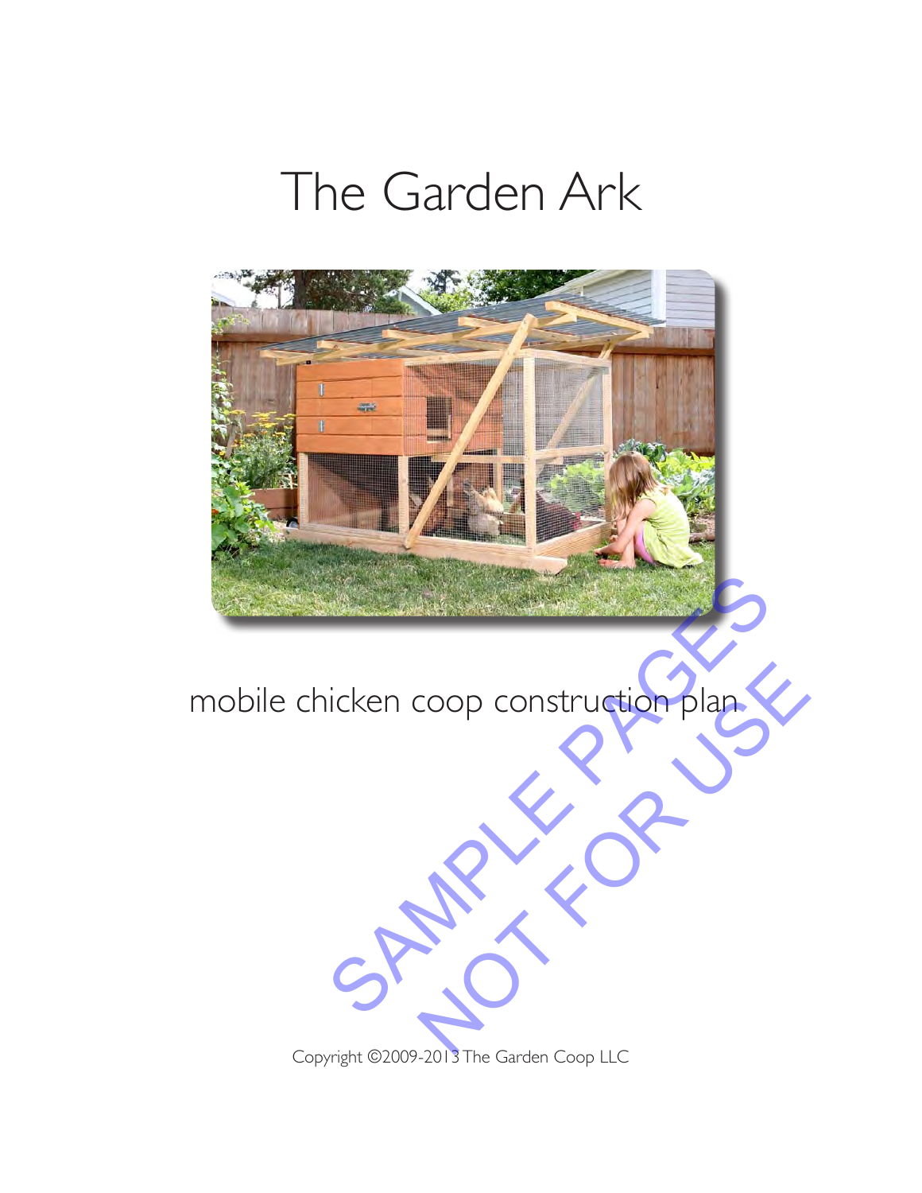# The Garden Ark

mobile chicken coop construction plan

SAMPLE PAGES
NOT FOR USE

Copyright ©2009-2013 The Garden Coop LLC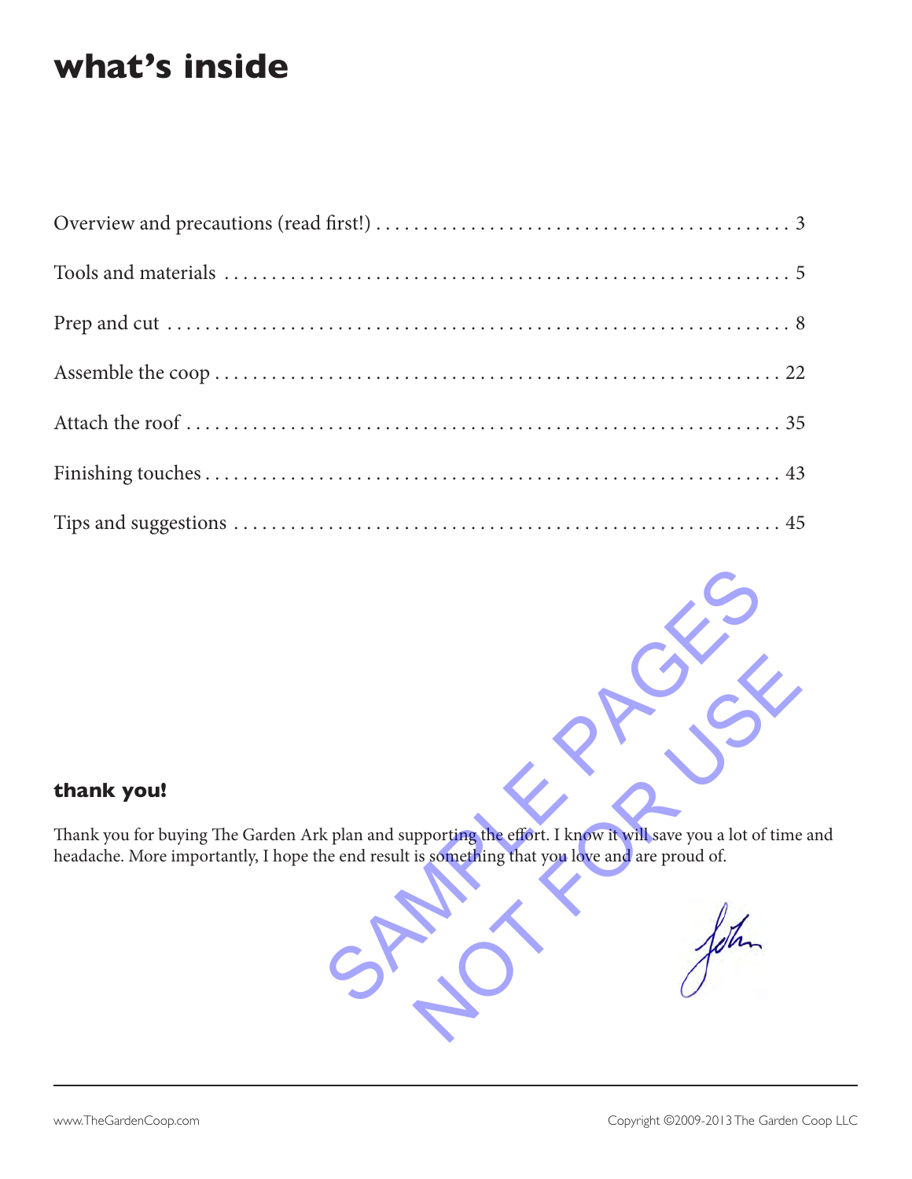# what's inside

Overview and precautions (read first!) . . . . . . . . . . . . . . . . . . . . . . . . . . . . . . . . . . . . . . . . . . . . . . 3

Tools and materials . . . . . . . . . . . . . . . . . . . . . . . . . . . . . . . . . . . . . . . . . . . . . . . . . . . . . . . . . . . . . . . 5

Prep and cut . . . . . . . . . . . . . . . . . . . . . . . . . . . . . . . . . . . . . . . . . . . . . . . . . . . . . . . . . . . . . . . . . . . . . . 8

Assemble the coop . . . . . . . . . . . . . . . . . . . . . . . . . . . . . . . . . . . . . . . . . . . . . . . . . . . . . . . . . . . . . . . 22

Attach the roof . . . . . . . . . . . . . . . . . . . . . . . . . . . . . . . . . . . . . . . . . . . . . . . . . . . . . . . . . . . . . . . . . . . 35

Finishing touches . . . . . . . . . . . . . . . . . . . . . . . . . . . . . . . . . . . . . . . . . . . . . . . . . . . . . . . . . . . . . . . . 43

Tips and suggestions . . . . . . . . . . . . . . . . . . . . . . . . . . . . . . . . . . . . . . . . . . . . . . . . . . . . . . . . . . . . . 45

SAMPLE PAGES NOT FOR USE

### thank you!

Thank you for buying The Garden Ark plan and supporting the effort. I know it will save you a lot of time and headache. More importantly, I hope the end result is something that you love and are proud of.

John

www.TheGardenCoop.com

Copyright ©2009-2013 The Garden Coop LLC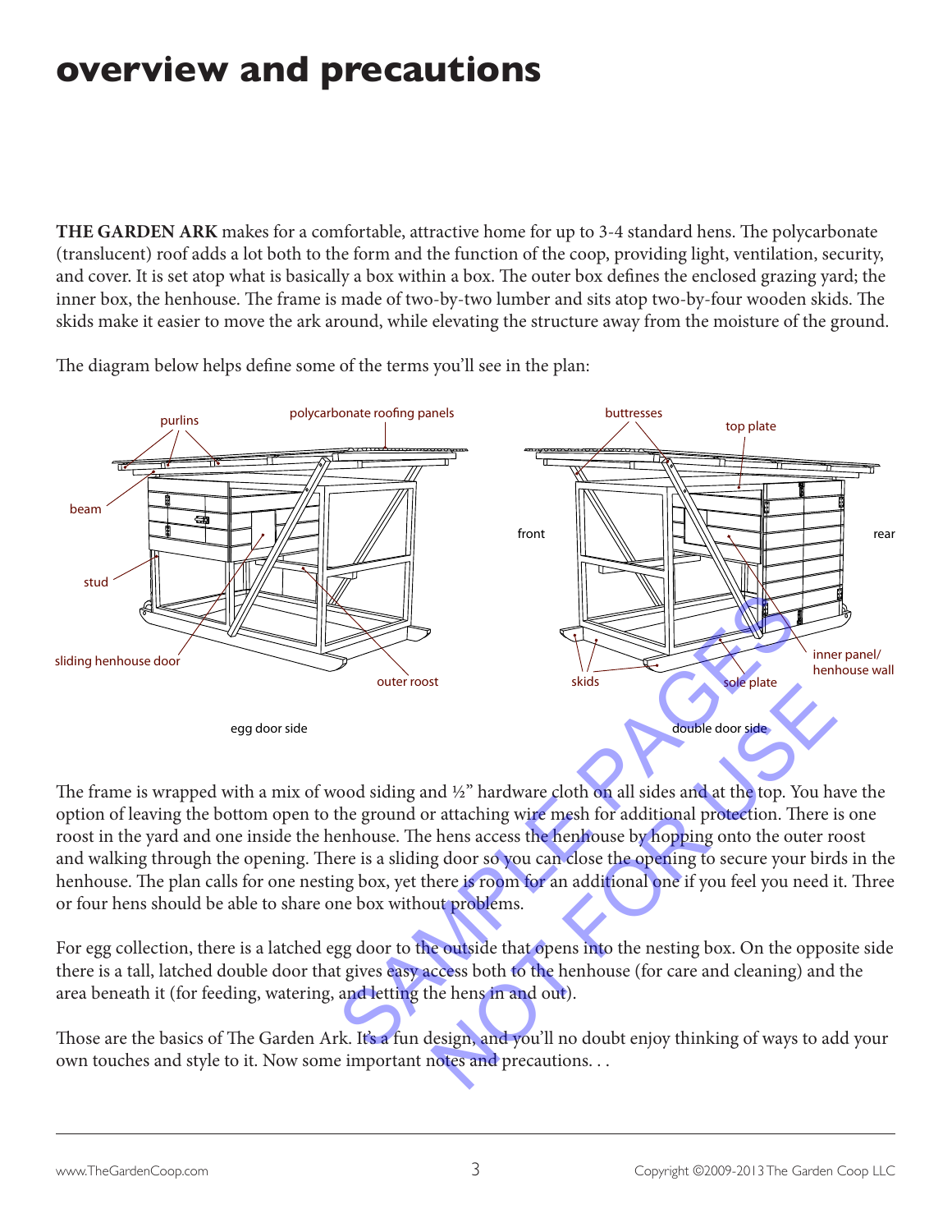# overview and precautions

**THE GARDEN ARK** makes for a comfortable, attractive home for up to 3-4 standard hens. The polycarbonate (translucent) roof adds a lot both to the form and the function of the coop, providing light, ventilation, security, and cover. It is set atop what is basically a box within a box. The outer box defines the enclosed grazing yard; the inner box, the henhouse. The frame is made of two-by-two lumber and sits atop two-by-four wooden skids. The skids make it easier to move the ark around, while elevating the structure away from the moisture of the ground.

The diagram below helps define some of the terms you'll see in the plan:

purlins — polycarbonate roofing panels — beam — stud — sliding henhouse door — outer roost

egg door side

buttresses — top plate — front — rear — inner panel/ henhouse wall — skids — sole plate

double door side

The frame is wrapped with a mix of wood siding and ½" hardware cloth on all sides and at the top. You have the option of leaving the bottom open to the ground or attaching wire mesh for additional protection. There is one roost in the yard and one inside the henhouse. The hens access the henhouse by hopping onto the outer roost and walking through the opening. There is a sliding door so you can close the opening to secure your birds in the henhouse. The plan calls for one nesting box, yet there is room for an additional one if you feel you need it. Three or four hens should be able to share one box without problems.

For egg collection, there is a latched egg door to the outside that opens into the nesting box. On the opposite side there is a tall, latched double door that gives easy access both to the henhouse (for care and cleaning) and the area beneath it (for feeding, watering, and letting the hens in and out).

Those are the basics of The Garden Ark. It's a fun design, and you'll no doubt enjoy thinking of ways to add your own touches and style to it. Now some important notes and precautions. . .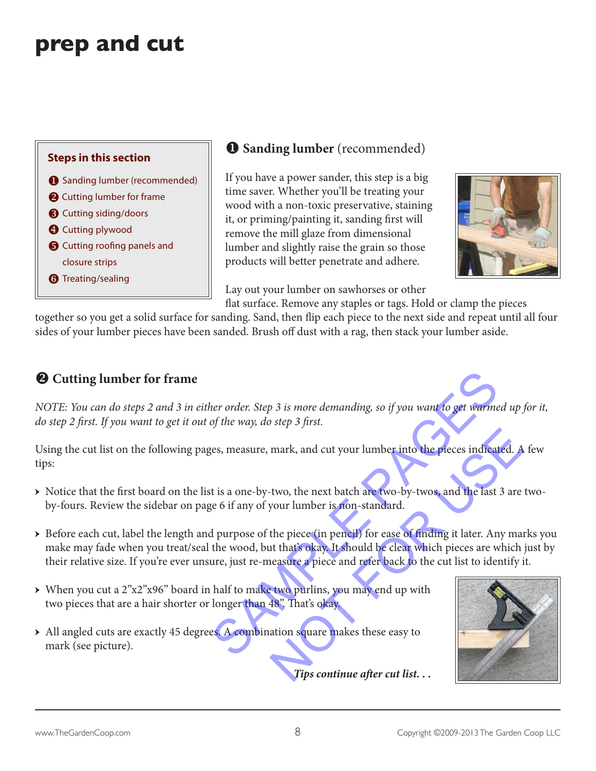# prep and cut

**Steps in this section**

1. Sanding lumber (recommended)
2. Cutting lumber for frame
3. Cutting siding/doors
4. Cutting plywood
5. Cutting roofing panels and closure strips
6. Treating/sealing

## ❶ Sanding lumber (recommended)

If you have a power sander, this step is a big time saver. Whether you'll be treating your wood with a non-toxic preservative, staining it, or priming/painting it, sanding first will remove the mill glaze from dimensional lumber and slightly raise the grain so those products will better penetrate and adhere.

Lay out your lumber on sawhorses or other flat surface. Remove any staples or tags. Hold or clamp the pieces together so you get a solid surface for sanding. Sand, then flip each piece to the next side and repeat until all four sides of your lumber pieces have been sanded. Brush off dust with a rag, then stack your lumber aside.

## ❷ Cutting lumber for frame

*NOTE: You can do steps 2 and 3 in either order. Step 3 is more demanding, so if you want to get warmed up for it, do step 2 first. If you want to get it out of the way, do step 3 first.*

Using the cut list on the following pages, measure, mark, and cut your lumber into the pieces indicated. A few tips:

- Notice that the first board on the list is a one-by-two, the next batch are two-by-twos, and the last 3 are two-by-fours. Review the sidebar on page 6 if any of your lumber is non-standard.
- Before each cut, label the length and purpose of the piece (in pencil) for ease of finding it later. Any marks you make may fade when you treat/seal the wood, but that's okay. It should be clear which pieces are which just by their relative size. If you're ever unsure, just re-measure a piece and refer back to the cut list to identify it.
- When you cut a 2"x2"x96" board in half to make two purlins, you may end up with two pieces that are a hair shorter or longer than 48". That's okay.
- All angled cuts are exactly 45 degrees. A combination square makes these easy to mark (see picture).

***Tips continue after cut list. . .***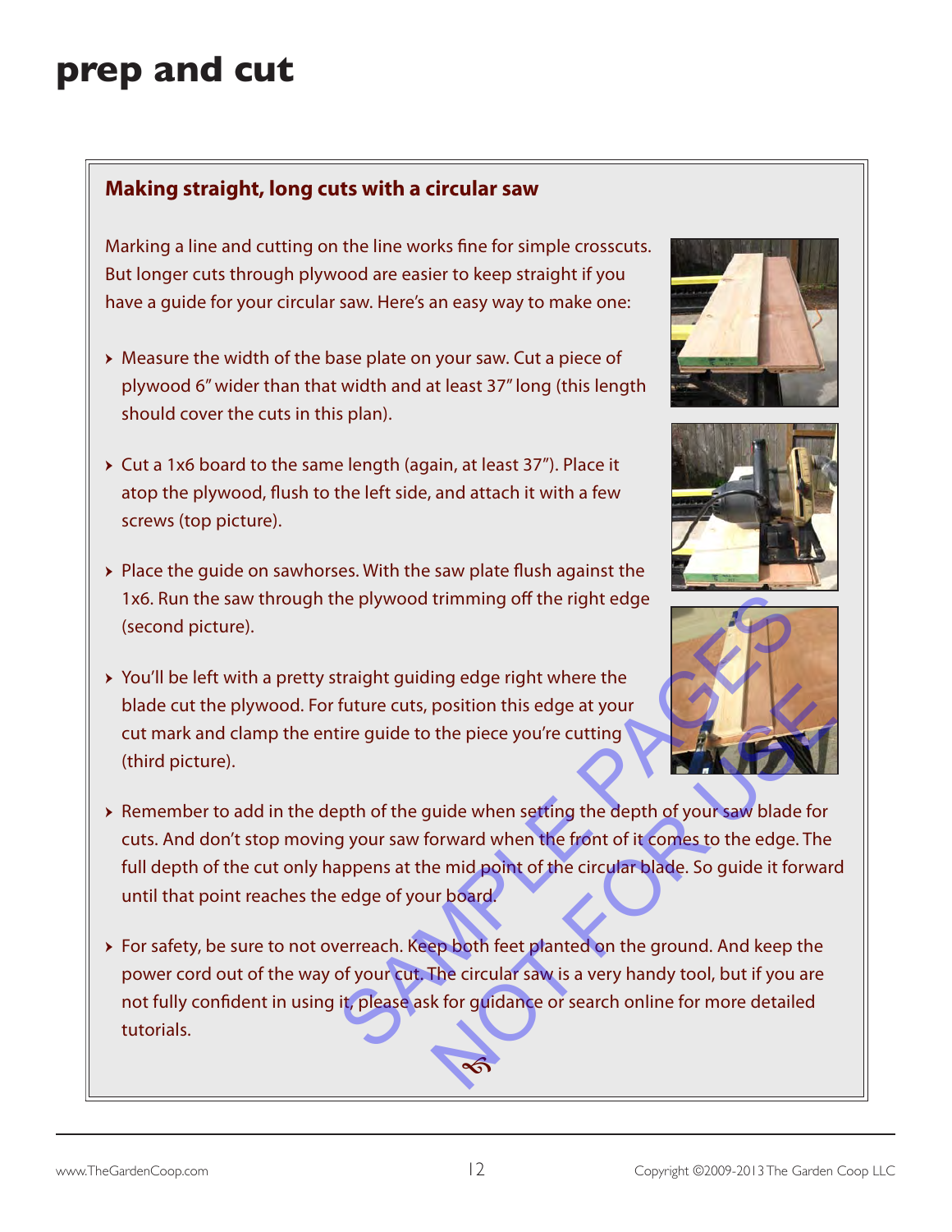# prep and cut

## Making straight, long cuts with a circular saw

Marking a line and cutting on the line works fine for simple crosscuts. But longer cuts through plywood are easier to keep straight if you have a guide for your circular saw. Here's an easy way to make one:

- Measure the width of the base plate on your saw. Cut a piece of plywood 6" wider than that width and at least 37" long (this length should cover the cuts in this plan).
- Cut a 1x6 board to the same length (again, at least 37"). Place it atop the plywood, flush to the left side, and attach it with a few screws (top picture).
- Place the guide on sawhorses. With the saw plate flush against the 1x6. Run the saw through the plywood trimming off the right edge (second picture).
- You'll be left with a pretty straight guiding edge right where the blade cut the plywood. For future cuts, position this edge at your cut mark and clamp the entire guide to the piece you're cutting (third picture).
- Remember to add in the depth of the guide when setting the depth of your saw blade for cuts. And don't stop moving your saw forward when the front of it comes to the edge. The full depth of the cut only happens at the mid point of the circular blade. So guide it forward until that point reaches the edge of your board.
- For safety, be sure to not overreach. Keep both feet planted on the ground. And keep the power cord out of the way of your cut. The circular saw is a very handy tool, but if you are not fully confident in using it, please ask for guidance or search online for more detailed tutorials.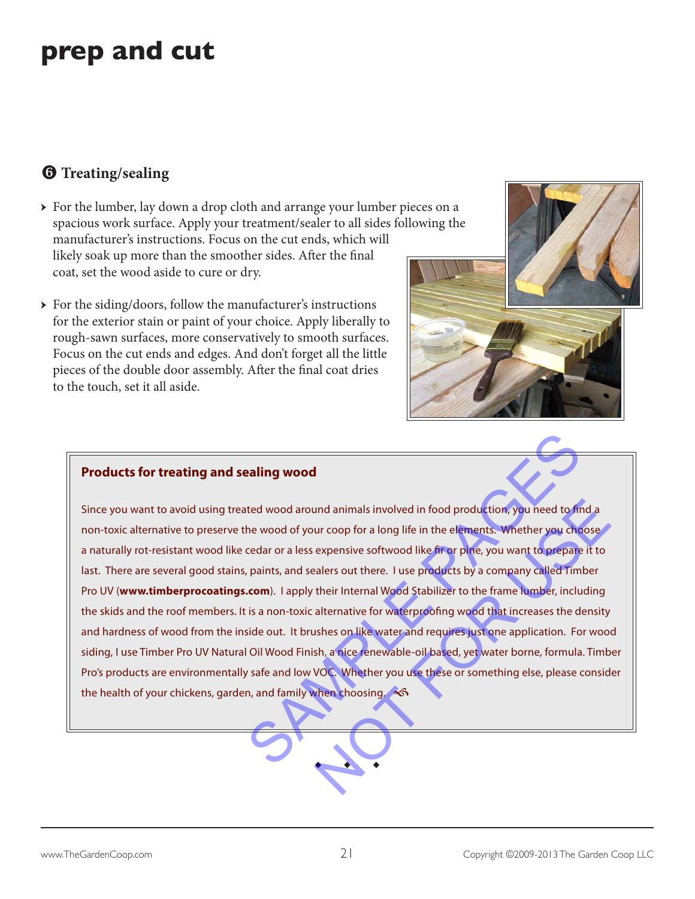# prep and cut

## ❻ Treating/sealing

- For the lumber, lay down a drop cloth and arrange your lumber pieces on a spacious work surface. Apply your treatment/sealer to all sides following the manufacturer's instructions. Focus on the cut ends, which will likely soak up more than the smoother sides. After the final coat, set the wood aside to cure or dry.

- For the siding/doors, follow the manufacturer's instructions for the exterior stain or paint of your choice. Apply liberally to rough-sawn surfaces, more conservatively to smooth surfaces. Focus on the cut ends and edges. And don't forget all the little pieces of the double door assembly. After the final coat dries to the touch, set it all aside.

### Products for treating and sealing wood

Since you want to avoid using treated wood around animals involved in food production, you need to find a non-toxic alternative to preserve the wood of your coop for a long life in the elements. Whether you choose a naturally rot-resistant wood like cedar or a less expensive softwood like fir or pine, you want to prepare it to last. There are several good stains, paints, and sealers out there. I use products by a company called Timber Pro UV (**www.timberprocoatings.com**). I apply their Internal Wood Stabilizer to the frame lumber, including the skids and the roof members. It is a non-toxic alternative for waterproofing wood that increases the density and hardness of wood from the inside out. It brushes on like water and requires just one application. For wood siding, I use Timber Pro UV Natural Oil Wood Finish, a nice renewable-oil based, yet water borne, formula. Timber Pro's products are environmentally safe and low VOC. Whether you use these or something else, please consider the health of your chickens, garden, and family when choosing.

◆ ◆ ◆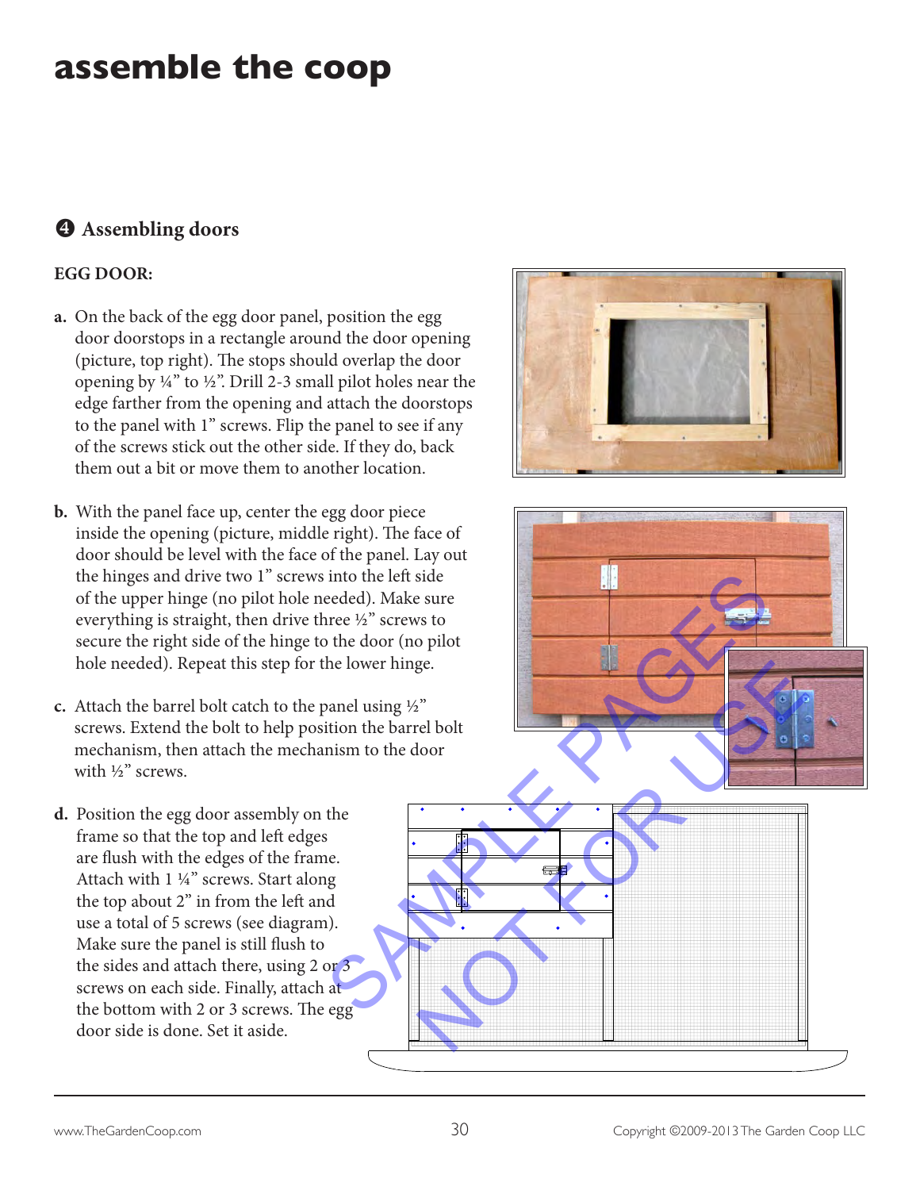# assemble the coop

## ❹ Assembling doors

**EGG DOOR:**

**a.** On the back of the egg door panel, position the egg door doorstops in a rectangle around the door opening (picture, top right). The stops should overlap the door opening by ¼” to ½”. Drill 2-3 small pilot holes near the edge farther from the opening and attach the doorstops to the panel with 1” screws. Flip the panel to see if any of the screws stick out the other side. If they do, back them out a bit or move them to another location.

**b.** With the panel face up, center the egg door piece inside the opening (picture, middle right). The face of door should be level with the face of the panel. Lay out the hinges and drive two 1” screws into the left side of the upper hinge (no pilot hole needed). Make sure everything is straight, then drive three ½” screws to secure the right side of the hinge to the door (no pilot hole needed). Repeat this step for the lower hinge.

**c.** Attach the barrel bolt catch to the panel using ½” screws. Extend the bolt to help position the barrel bolt mechanism, then attach the mechanism to the door with ½” screws.

**d.** Position the egg door assembly on the frame so that the top and left edges are flush with the edges of the frame. Attach with 1 ¼” screws. Start along the top about 2” in from the left and use a total of 5 screws (see diagram). Make sure the panel is still flush to the sides and attach there, using 2 or 3 screws on each side. Finally, attach at the bottom with 2 or 3 screws. The egg door side is done. Set it aside.